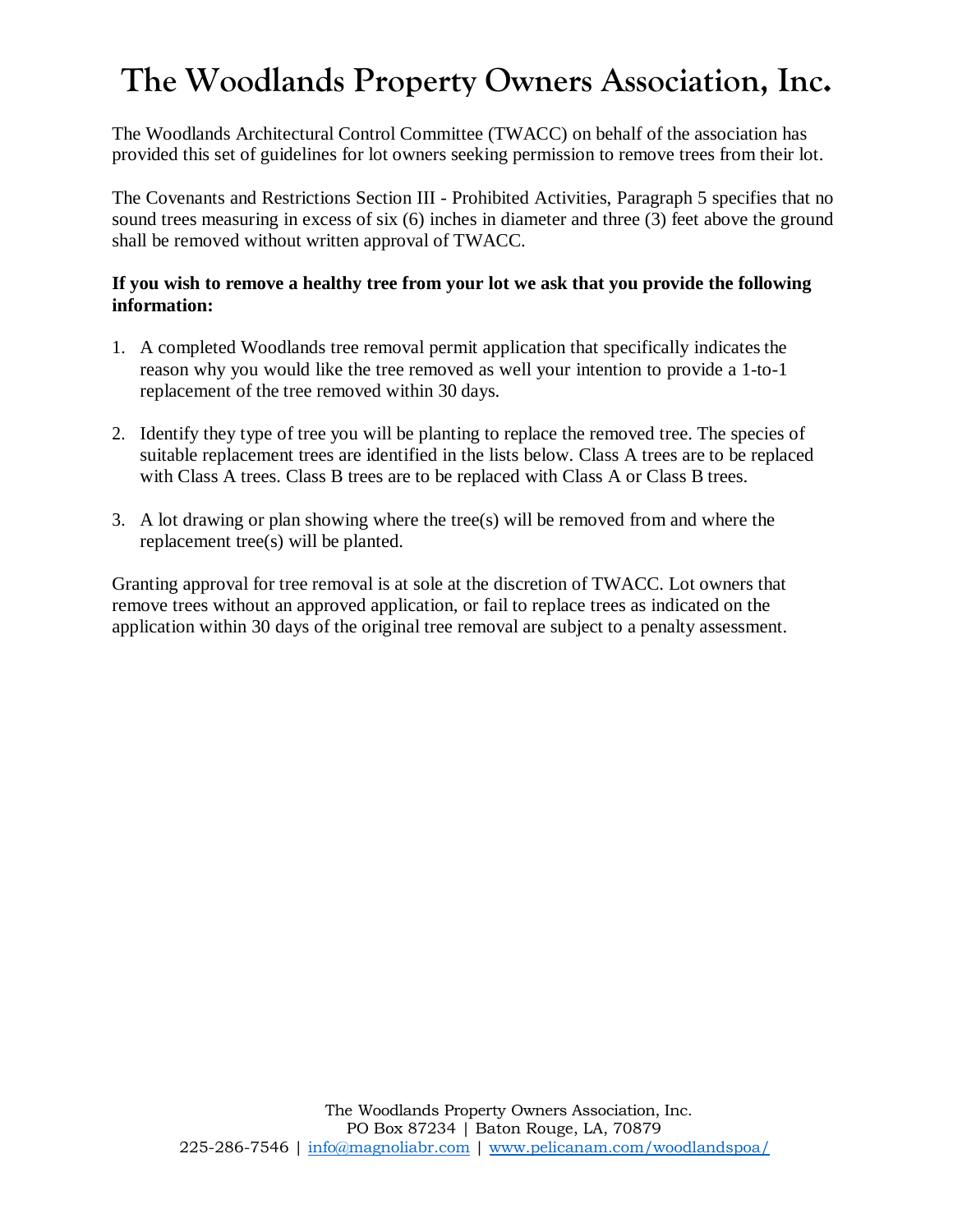# The Woodlands Property Owners Association, Inc.

The Woodlands Architectural Control Committee (TWACC) on behalf of the association has provided this set of guidelines for lot owners seeking permission to remove trees from their lot.

The Covenants and Restrictions Section III - Prohibited Activities, Paragraph 5 specifies that no sound trees measuring in excess of six (6) inches in diameter and three (3) feet above the ground shall be removed without written approval of TWACC.

**If you wish to remove a healthy tree from your lot we ask that you provide the following information:**

1. A completed Woodlands tree removal permit application that specifically indicates the reason why you would like the tree removed as well your intention to provide a 1-to-1 replacement of the tree removed within 30 days.

2. Identify they type of tree you will be planting to replace the removed tree. The species of suitable replacement trees are identified in the lists below. Class A trees are to be replaced with Class A trees. Class B trees are to be replaced with Class A or Class B trees.

3. A lot drawing or plan showing where the tree(s) will be removed from and where the replacement tree(s) will be planted.

Granting approval for tree removal is at sole at the discretion of TWACC. Lot owners that remove trees without an approved application, or fail to replace trees as indicated on the application within 30 days of the original tree removal are subject to a penalty assessment.

The Woodlands Property Owners Association, Inc.
PO Box 87234 | Baton Rouge, LA, 70879
225-286-7546 | info@magnoliabr.com | www.pelicanam.com/woodlandspoa/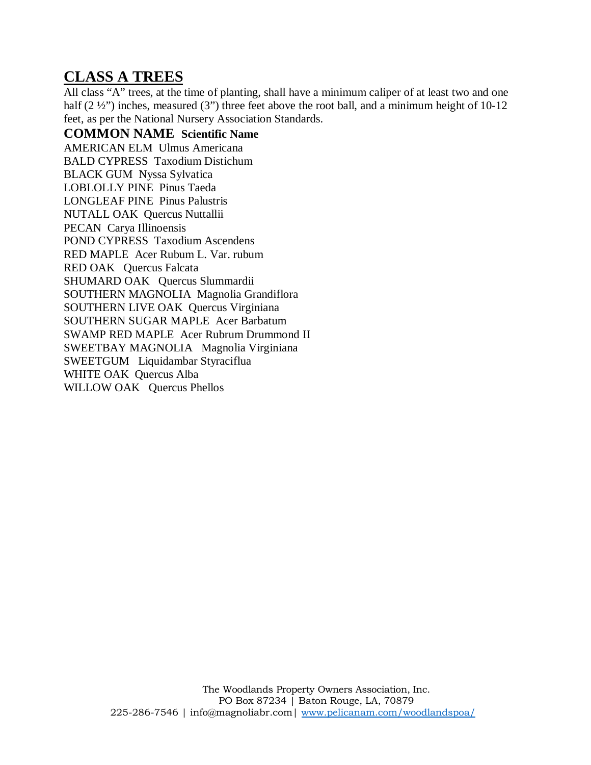## CLASS A TREES

All class "A" trees, at the time of planting, shall have a minimum caliper of at least two and one half (2 ½") inches, measured (3") three feet above the root ball, and a minimum height of 10-12 feet, as per the National Nursery Association Standards.

**COMMON NAME Scientific Name**

AMERICAN ELM Ulmus Americana
BALD CYPRESS Taxodium Distichum
BLACK GUM Nyssa Sylvatica
LOBLOLLY PINE Pinus Taeda
LONGLEAF PINE Pinus Palustris
NUTALL OAK Quercus Nuttallii
PECAN Carya Illinoensis
POND CYPRESS Taxodium Ascendens
RED MAPLE Acer Rubum L. Var. rubum
RED OAK Quercus Falcata
SHUMARD OAK Quercus Slummardii
SOUTHERN MAGNOLIA Magnolia Grandiflora
SOUTHERN LIVE OAK Quercus Virginiana
SOUTHERN SUGAR MAPLE Acer Barbatum
SWAMP RED MAPLE Acer Rubrum Drummond II
SWEETBAY MAGNOLIA Magnolia Virginiana
SWEETGUM Liquidambar Styraciflua
WHITE OAK Quercus Alba
WILLOW OAK Quercus Phellos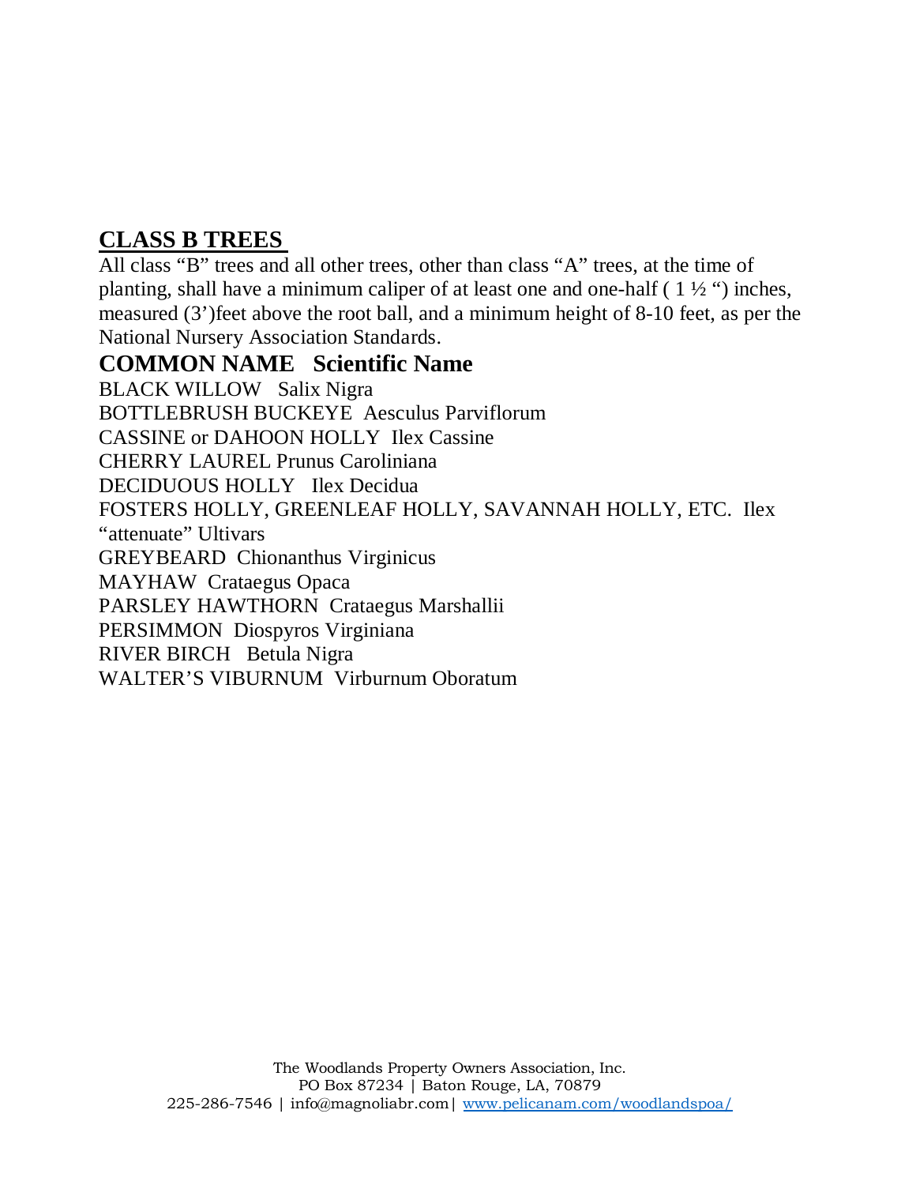## CLASS B TREES

All class "B" trees and all other trees, other than class "A" trees, at the time of planting, shall have a minimum caliper of at least one and one-half ( 1 ½ ") inches, measured (3')feet above the root ball, and a minimum height of 8-10 feet, as per the National Nursery Association Standards.

### COMMON NAME Scientific Name

BLACK WILLOW Salix Nigra
BOTTLEBRUSH BUCKEYE Aesculus Parviflorum
CASSINE or DAHOON HOLLY Ilex Cassine
CHERRY LAUREL Prunus Caroliniana
DECIDUOUS HOLLY Ilex Decidua
FOSTERS HOLLY, GREENLEAF HOLLY, SAVANNAH HOLLY, ETC. Ilex "attenuate" Ultivars
GREYBEARD Chionanthus Virginicus
MAYHAW Crataegus Opaca
PARSLEY HAWTHORN Crataegus Marshallii
PERSIMMON Diospyros Virginiana
RIVER BIRCH Betula Nigra
WALTER'S VIBURNUM Virburnum Oboratum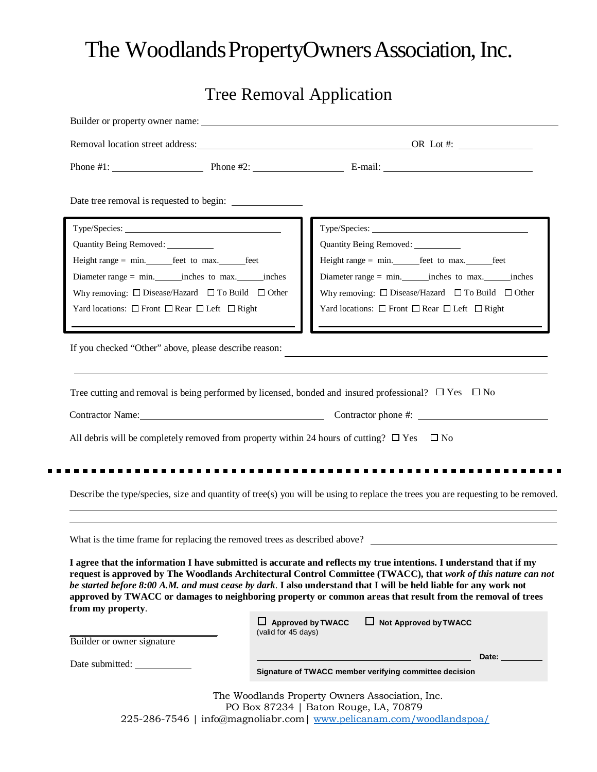# The Woodlands Property Owners Association, Inc.

## Tree Removal Application

Builder or property owner name: ______________________________

Removal location street address: ______________________________ OR Lot #: __________

Phone #1: ______________ Phone #2: ______________ E-mail: ______________________

Date tree removal is requested to begin: ____________

| | |
|---|---|
| Type/Species: ______________________ | Type/Species: ______________________ |
| Quantity Being Removed: ________ | Quantity Being Removed: ________ |
| Height range = min.\_\_\_\_\_feet to max.\_\_\_\_\_feet | Height range = min.\_\_\_\_\_feet to max.\_\_\_\_\_feet |
| Diameter range = min.\_\_\_\_\_inches to max.\_\_\_\_\_inches | Diameter range = min.\_\_\_\_\_inches to max.\_\_\_\_\_inches |
| Why removing: ☐ Disease/Hazard ☐ To Build ☐ Other | Why removing: ☐ Disease/Hazard ☐ To Build ☐ Other |
| Yard locations: ☐ Front ☐ Rear ☐ Left ☐ Right | Yard locations: ☐ Front ☐ Rear ☐ Left ☐ Right |

If you checked "Other" above, please describe reason: ______________________________

______________________________________________________________

Tree cutting and removal is being performed by licensed, bonded and insured professional? ☐ Yes ☐ No

Contractor Name: ______________________________ Contractor phone #: ______________________

All debris will be completely removed from property within 24 hours of cutting? ☐ Yes ☐ No

---

Describe the type/species, size and quantity of tree(s) you will be using to replace the trees you are requesting to be removed.

______________________________________________________________

______________________________________________________________

What is the time frame for replacing the removed trees as described above? ______________________

**I agree that the information I have submitted is accurate and reflects my true intentions. I understand that if my request is approved by The Woodlands Architectural Control Committee (TWACC), that *work of this nature can not be started before 8:00 A.M. and must cease by dark*. I also understand that I will be held liable for any work not approved by TWACC or damages to neighboring property or common areas that result from the removal of trees from my property**.

______________________________
Builder or owner signature

Date submitted: ____________

☐ **Approved by TWACC** (valid for 45 days) ☐ **Not Approved by TWACC**

______________________________ **Date:** __________
**Signature of TWACC member verifying committee decision**

The Woodlands Property Owners Association, Inc.
PO Box 87234 | Baton Rouge, LA, 70879
225-286-7546 | info@magnoliabr.com | www.pelicanam.com/woodlandspoa/